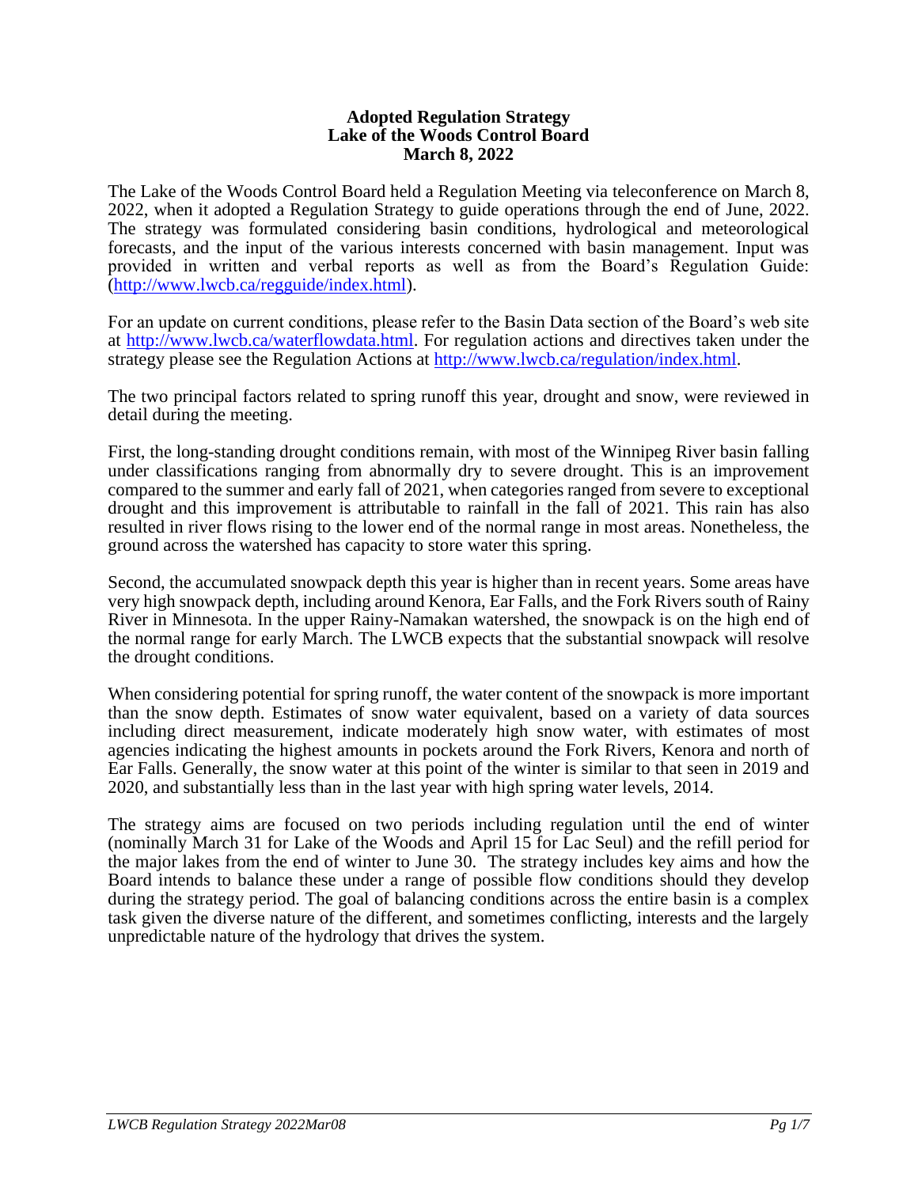# Adopted Regulation Strategy
# Lake of the Woods Control Board
# March 8, 2022

The Lake of the Woods Control Board held a Regulation Meeting via teleconference on March 8, 2022, when it adopted a Regulation Strategy to guide operations through the end of June, 2022. The strategy was formulated considering basin conditions, hydrological and meteorological forecasts, and the input of the various interests concerned with basin management. Input was provided in written and verbal reports as well as from the Board's Regulation Guide: (http://www.lwcb.ca/regguide/index.html).

For an update on current conditions, please refer to the Basin Data section of the Board's web site at http://www.lwcb.ca/waterflowdata.html. For regulation actions and directives taken under the strategy please see the Regulation Actions at http://www.lwcb.ca/regulation/index.html.

The two principal factors related to spring runoff this year, drought and snow, were reviewed in detail during the meeting.

First, the long-standing drought conditions remain, with most of the Winnipeg River basin falling under classifications ranging from abnormally dry to severe drought. This is an improvement compared to the summer and early fall of 2021, when categories ranged from severe to exceptional drought and this improvement is attributable to rainfall in the fall of 2021. This rain has also resulted in river flows rising to the lower end of the normal range in most areas. Nonetheless, the ground across the watershed has capacity to store water this spring.

Second, the accumulated snowpack depth this year is higher than in recent years. Some areas have very high snowpack depth, including around Kenora, Ear Falls, and the Fork Rivers south of Rainy River in Minnesota. In the upper Rainy-Namakan watershed, the snowpack is on the high end of the normal range for early March. The LWCB expects that the substantial snowpack will resolve the drought conditions.

When considering potential for spring runoff, the water content of the snowpack is more important than the snow depth. Estimates of snow water equivalent, based on a variety of data sources including direct measurement, indicate moderately high snow water, with estimates of most agencies indicating the highest amounts in pockets around the Fork Rivers, Kenora and north of Ear Falls. Generally, the snow water at this point of the winter is similar to that seen in 2019 and 2020, and substantially less than in the last year with high spring water levels, 2014.

The strategy aims are focused on two periods including regulation until the end of winter (nominally March 31 for Lake of the Woods and April 15 for Lac Seul) and the refill period for the major lakes from the end of winter to June 30. The strategy includes key aims and how the Board intends to balance these under a range of possible flow conditions should they develop during the strategy period. The goal of balancing conditions across the entire basin is a complex task given the diverse nature of the different, and sometimes conflicting, interests and the largely unpredictable nature of the hydrology that drives the system.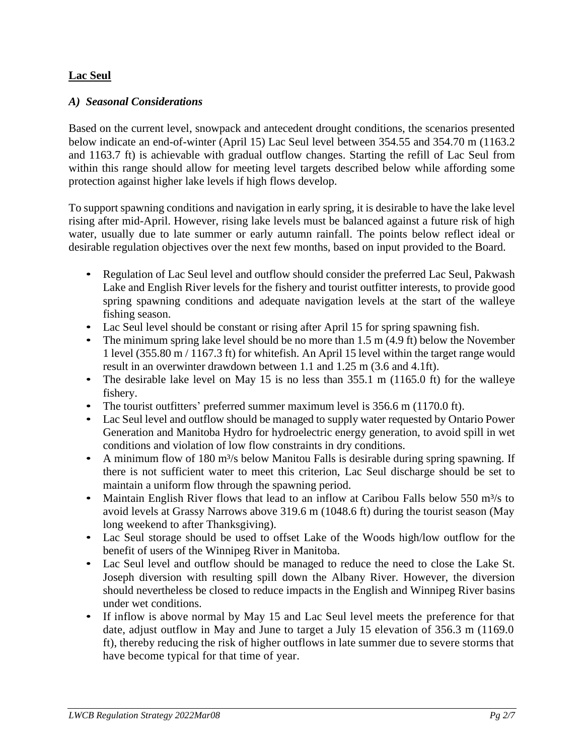## **Lac Seul**

### *A) Seasonal Considerations*

Based on the current level, snowpack and antecedent drought conditions, the scenarios presented below indicate an end-of-winter (April 15) Lac Seul level between 354.55 and 354.70 m (1163.2 and 1163.7 ft) is achievable with gradual outflow changes. Starting the refill of Lac Seul from within this range should allow for meeting level targets described below while affording some protection against higher lake levels if high flows develop.

To support spawning conditions and navigation in early spring, it is desirable to have the lake level rising after mid-April. However, rising lake levels must be balanced against a future risk of high water, usually due to late summer or early autumn rainfall. The points below reflect ideal or desirable regulation objectives over the next few months, based on input provided to the Board.

- Regulation of Lac Seul level and outflow should consider the preferred Lac Seul, Pakwash Lake and English River levels for the fishery and tourist outfitter interests, to provide good spring spawning conditions and adequate navigation levels at the start of the walleye fishing season.
- Lac Seul level should be constant or rising after April 15 for spring spawning fish.
- The minimum spring lake level should be no more than 1.5 m (4.9 ft) below the November 1 level (355.80 m / 1167.3 ft) for whitefish. An April 15 level within the target range would result in an overwinter drawdown between 1.1 and 1.25 m (3.6 and 4.1ft).
- The desirable lake level on May 15 is no less than 355.1 m (1165.0 ft) for the walleye fishery.
- The tourist outfitters' preferred summer maximum level is 356.6 m (1170.0 ft).
- Lac Seul level and outflow should be managed to supply water requested by Ontario Power Generation and Manitoba Hydro for hydroelectric energy generation, to avoid spill in wet conditions and violation of low flow constraints in dry conditions.
- A minimum flow of 180 m³/s below Manitou Falls is desirable during spring spawning. If there is not sufficient water to meet this criterion, Lac Seul discharge should be set to maintain a uniform flow through the spawning period.
- Maintain English River flows that lead to an inflow at Caribou Falls below 550 m³/s to avoid levels at Grassy Narrows above 319.6 m (1048.6 ft) during the tourist season (May long weekend to after Thanksgiving).
- Lac Seul storage should be used to offset Lake of the Woods high/low outflow for the benefit of users of the Winnipeg River in Manitoba.
- Lac Seul level and outflow should be managed to reduce the need to close the Lake St. Joseph diversion with resulting spill down the Albany River. However, the diversion should nevertheless be closed to reduce impacts in the English and Winnipeg River basins under wet conditions.
- If inflow is above normal by May 15 and Lac Seul level meets the preference for that date, adjust outflow in May and June to target a July 15 elevation of 356.3 m (1169.0 ft), thereby reducing the risk of higher outflows in late summer due to severe storms that have become typical for that time of year.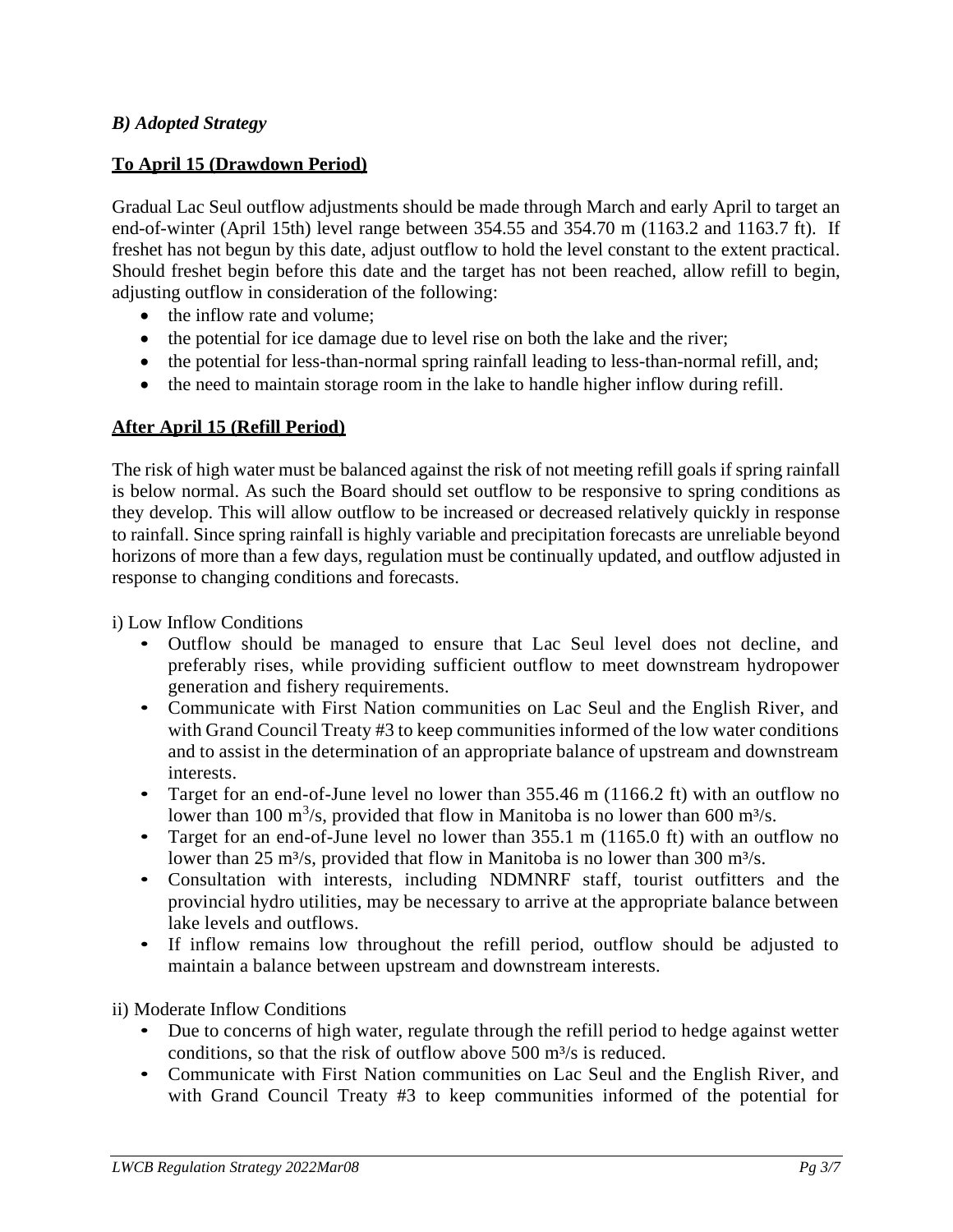### *B) Adopted Strategy*

**To April 15 (Drawdown Period)**

Gradual Lac Seul outflow adjustments should be made through March and early April to target an end-of-winter (April 15th) level range between 354.55 and 354.70 m (1163.2 and 1163.7 ft). If freshet has not begun by this date, adjust outflow to hold the level constant to the extent practical. Should freshet begin before this date and the target has not been reached, allow refill to begin, adjusting outflow in consideration of the following:

- the inflow rate and volume;
- the potential for ice damage due to level rise on both the lake and the river;
- the potential for less-than-normal spring rainfall leading to less-than-normal refill, and;
- the need to maintain storage room in the lake to handle higher inflow during refill.

**After April 15 (Refill Period)**

The risk of high water must be balanced against the risk of not meeting refill goals if spring rainfall is below normal. As such the Board should set outflow to be responsive to spring conditions as they develop. This will allow outflow to be increased or decreased relatively quickly in response to rainfall. Since spring rainfall is highly variable and precipitation forecasts are unreliable beyond horizons of more than a few days, regulation must be continually updated, and outflow adjusted in response to changing conditions and forecasts.

i) Low Inflow Conditions

- Outflow should be managed to ensure that Lac Seul level does not decline, and preferably rises, while providing sufficient outflow to meet downstream hydropower generation and fishery requirements.
- Communicate with First Nation communities on Lac Seul and the English River, and with Grand Council Treaty #3 to keep communities informed of the low water conditions and to assist in the determination of an appropriate balance of upstream and downstream interests.
- Target for an end-of-June level no lower than 355.46 m (1166.2 ft) with an outflow no lower than 100 $m^3/s$, provided that flow in Manitoba is no lower than 600 $m^3/s$.
- Target for an end-of-June level no lower than 355.1 m (1165.0 ft) with an outflow no lower than 25 $m^3/s$, provided that flow in Manitoba is no lower than 300 $m^3/s$.
- Consultation with interests, including NDMNRF staff, tourist outfitters and the provincial hydro utilities, may be necessary to arrive at the appropriate balance between lake levels and outflows.
- If inflow remains low throughout the refill period, outflow should be adjusted to maintain a balance between upstream and downstream interests.

ii) Moderate Inflow Conditions

- Due to concerns of high water, regulate through the refill period to hedge against wetter conditions, so that the risk of outflow above 500 $m^3/s$ is reduced.
- Communicate with First Nation communities on Lac Seul and the English River, and with Grand Council Treaty #3 to keep communities informed of the potential for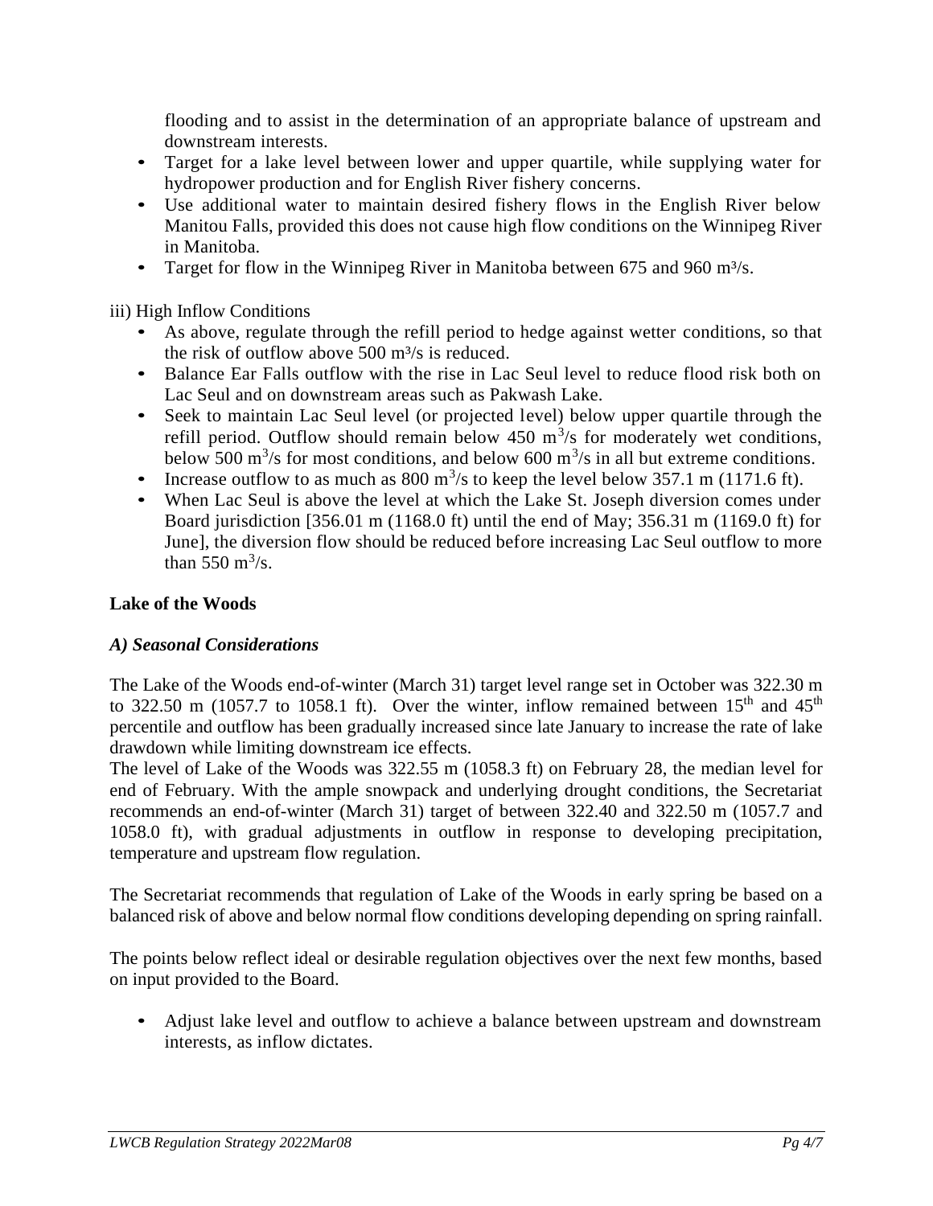flooding and to assist in the determination of an appropriate balance of upstream and downstream interests.

- Target for a lake level between lower and upper quartile, while supplying water for hydropower production and for English River fishery concerns.
- Use additional water to maintain desired fishery flows in the English River below Manitou Falls, provided this does not cause high flow conditions on the Winnipeg River in Manitoba.
- Target for flow in the Winnipeg River in Manitoba between 675 and 960 $m^3/s$.

iii) High Inflow Conditions

- As above, regulate through the refill period to hedge against wetter conditions, so that the risk of outflow above 500 $m^3/s$ is reduced.
- Balance Ear Falls outflow with the rise in Lac Seul level to reduce flood risk both on Lac Seul and on downstream areas such as Pakwash Lake.
- Seek to maintain Lac Seul level (or projected level) below upper quartile through the refill period. Outflow should remain below 450 $m^3/s$ for moderately wet conditions, below 500 $m^3/s$ for most conditions, and below 600 $m^3/s$ in all but extreme conditions.
- Increase outflow to as much as 800 $m^3/s$ to keep the level below 357.1 m (1171.6 ft).
- When Lac Seul is above the level at which the Lake St. Joseph diversion comes under Board jurisdiction [356.01 m (1168.0 ft) until the end of May; 356.31 m (1169.0 ft) for June], the diversion flow should be reduced before increasing Lac Seul outflow to more than 550 $m^3/s$.

**Lake of the Woods**

***A) Seasonal Considerations***

The Lake of the Woods end-of-winter (March 31) target level range set in October was 322.30 m to 322.50 m (1057.7 to 1058.1 ft). Over the winter, inflow remained between 15th and 45th percentile and outflow has been gradually increased since late January to increase the rate of lake drawdown while limiting downstream ice effects.

The level of Lake of the Woods was 322.55 m (1058.3 ft) on February 28, the median level for end of February. With the ample snowpack and underlying drought conditions, the Secretariat recommends an end-of-winter (March 31) target of between 322.40 and 322.50 m (1057.7 and 1058.0 ft), with gradual adjustments in outflow in response to developing precipitation, temperature and upstream flow regulation.

The Secretariat recommends that regulation of Lake of the Woods in early spring be based on a balanced risk of above and below normal flow conditions developing depending on spring rainfall.

The points below reflect ideal or desirable regulation objectives over the next few months, based on input provided to the Board.

- Adjust lake level and outflow to achieve a balance between upstream and downstream interests, as inflow dictates.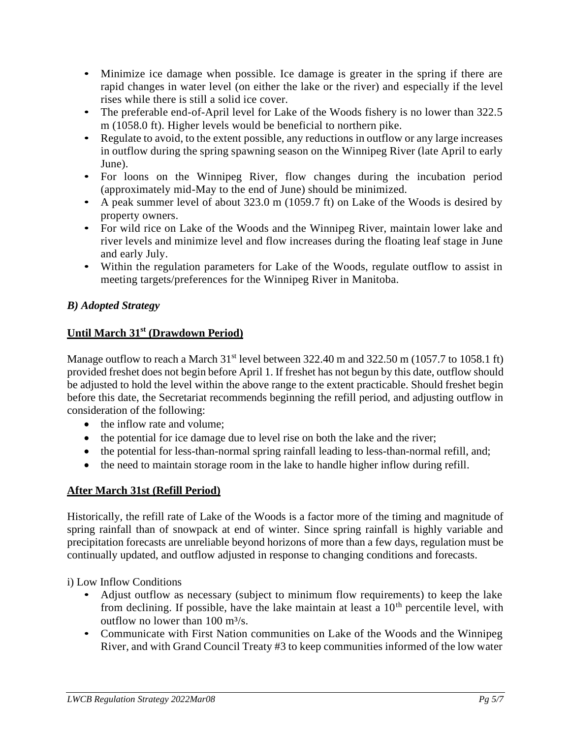- Minimize ice damage when possible. Ice damage is greater in the spring if there are rapid changes in water level (on either the lake or the river) and especially if the level rises while there is still a solid ice cover.
- The preferable end-of-April level for Lake of the Woods fishery is no lower than 322.5 m (1058.0 ft). Higher levels would be beneficial to northern pike.
- Regulate to avoid, to the extent possible, any reductions in outflow or any large increases in outflow during the spring spawning season on the Winnipeg River (late April to early June).
- For loons on the Winnipeg River, flow changes during the incubation period (approximately mid-May to the end of June) should be minimized.
- A peak summer level of about 323.0 m (1059.7 ft) on Lake of the Woods is desired by property owners.
- For wild rice on Lake of the Woods and the Winnipeg River, maintain lower lake and river levels and minimize level and flow increases during the floating leaf stage in June and early July.
- Within the regulation parameters for Lake of the Woods, regulate outflow to assist in meeting targets/preferences for the Winnipeg River in Manitoba.

### *B) Adopted Strategy*

#### Until March 31st (Drawdown Period)

Manage outflow to reach a March 31st level between 322.40 m and 322.50 m (1057.7 to 1058.1 ft) provided freshet does not begin before April 1. If freshet has not begun by this date, outflow should be adjusted to hold the level within the above range to the extent practicable. Should freshet begin before this date, the Secretariat recommends beginning the refill period, and adjusting outflow in consideration of the following:

- the inflow rate and volume;
- the potential for ice damage due to level rise on both the lake and the river;
- the potential for less-than-normal spring rainfall leading to less-than-normal refill, and;
- the need to maintain storage room in the lake to handle higher inflow during refill.

#### After March 31st (Refill Period)

Historically, the refill rate of Lake of the Woods is a factor more of the timing and magnitude of spring rainfall than of snowpack at end of winter. Since spring rainfall is highly variable and precipitation forecasts are unreliable beyond horizons of more than a few days, regulation must be continually updated, and outflow adjusted in response to changing conditions and forecasts.

i) Low Inflow Conditions

- Adjust outflow as necessary (subject to minimum flow requirements) to keep the lake from declining. If possible, have the lake maintain at least a 10th percentile level, with outflow no lower than 100 m³/s.
- Communicate with First Nation communities on Lake of the Woods and the Winnipeg River, and with Grand Council Treaty #3 to keep communities informed of the low water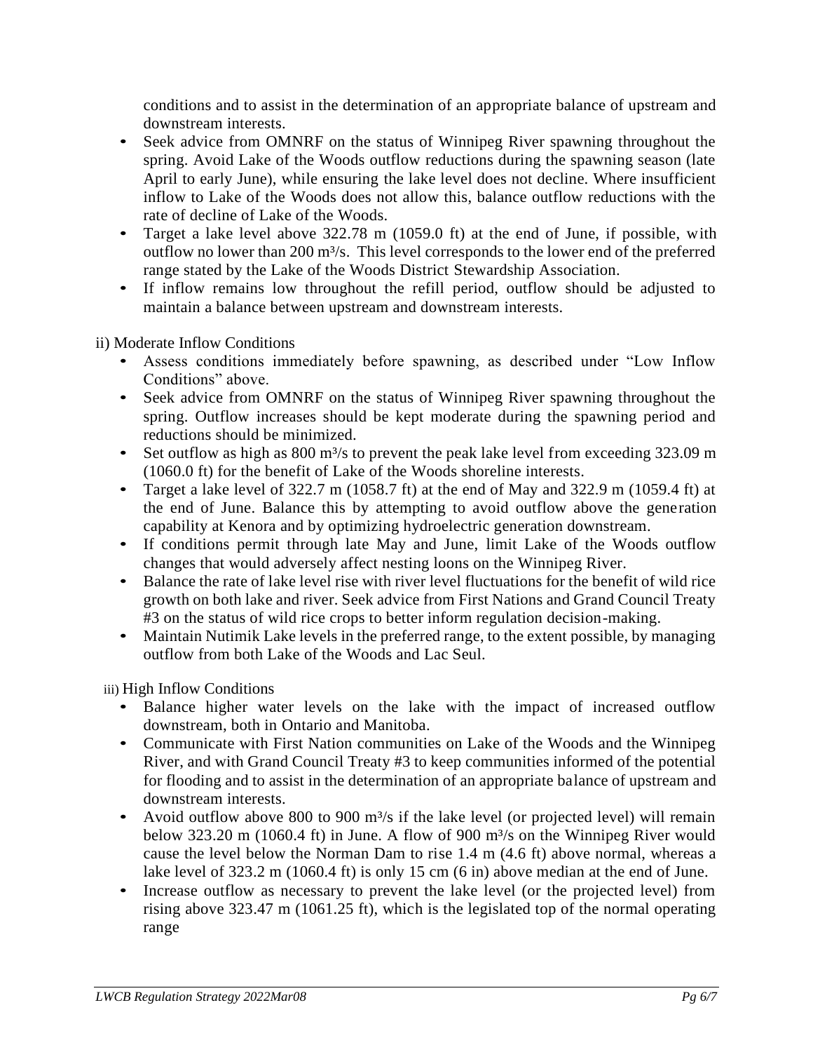conditions and to assist in the determination of an appropriate balance of upstream and downstream interests.
- Seek advice from OMNRF on the status of Winnipeg River spawning throughout the spring. Avoid Lake of the Woods outflow reductions during the spawning season (late April to early June), while ensuring the lake level does not decline. Where insufficient inflow to Lake of the Woods does not allow this, balance outflow reductions with the rate of decline of Lake of the Woods.
- Target a lake level above 322.78 m (1059.0 ft) at the end of June, if possible, with outflow no lower than 200 m³/s. This level corresponds to the lower end of the preferred range stated by the Lake of the Woods District Stewardship Association.
- If inflow remains low throughout the refill period, outflow should be adjusted to maintain a balance between upstream and downstream interests.

ii) Moderate Inflow Conditions

- Assess conditions immediately before spawning, as described under "Low Inflow Conditions" above.
- Seek advice from OMNRF on the status of Winnipeg River spawning throughout the spring. Outflow increases should be kept moderate during the spawning period and reductions should be minimized.
- Set outflow as high as 800 m³/s to prevent the peak lake level from exceeding 323.09 m (1060.0 ft) for the benefit of Lake of the Woods shoreline interests.
- Target a lake level of 322.7 m (1058.7 ft) at the end of May and 322.9 m (1059.4 ft) at the end of June. Balance this by attempting to avoid outflow above the generation capability at Kenora and by optimizing hydroelectric generation downstream.
- If conditions permit through late May and June, limit Lake of the Woods outflow changes that would adversely affect nesting loons on the Winnipeg River.
- Balance the rate of lake level rise with river level fluctuations for the benefit of wild rice growth on both lake and river. Seek advice from First Nations and Grand Council Treaty #3 on the status of wild rice crops to better inform regulation decision-making.
- Maintain Nutimik Lake levels in the preferred range, to the extent possible, by managing outflow from both Lake of the Woods and Lac Seul.

iii) High Inflow Conditions

- Balance higher water levels on the lake with the impact of increased outflow downstream, both in Ontario and Manitoba.
- Communicate with First Nation communities on Lake of the Woods and the Winnipeg River, and with Grand Council Treaty #3 to keep communities informed of the potential for flooding and to assist in the determination of an appropriate balance of upstream and downstream interests.
- Avoid outflow above 800 to 900 m³/s if the lake level (or projected level) will remain below 323.20 m (1060.4 ft) in June. A flow of 900 m³/s on the Winnipeg River would cause the level below the Norman Dam to rise 1.4 m (4.6 ft) above normal, whereas a lake level of 323.2 m (1060.4 ft) is only 15 cm (6 in) above median at the end of June.
- Increase outflow as necessary to prevent the lake level (or the projected level) from rising above 323.47 m (1061.25 ft), which is the legislated top of the normal operating range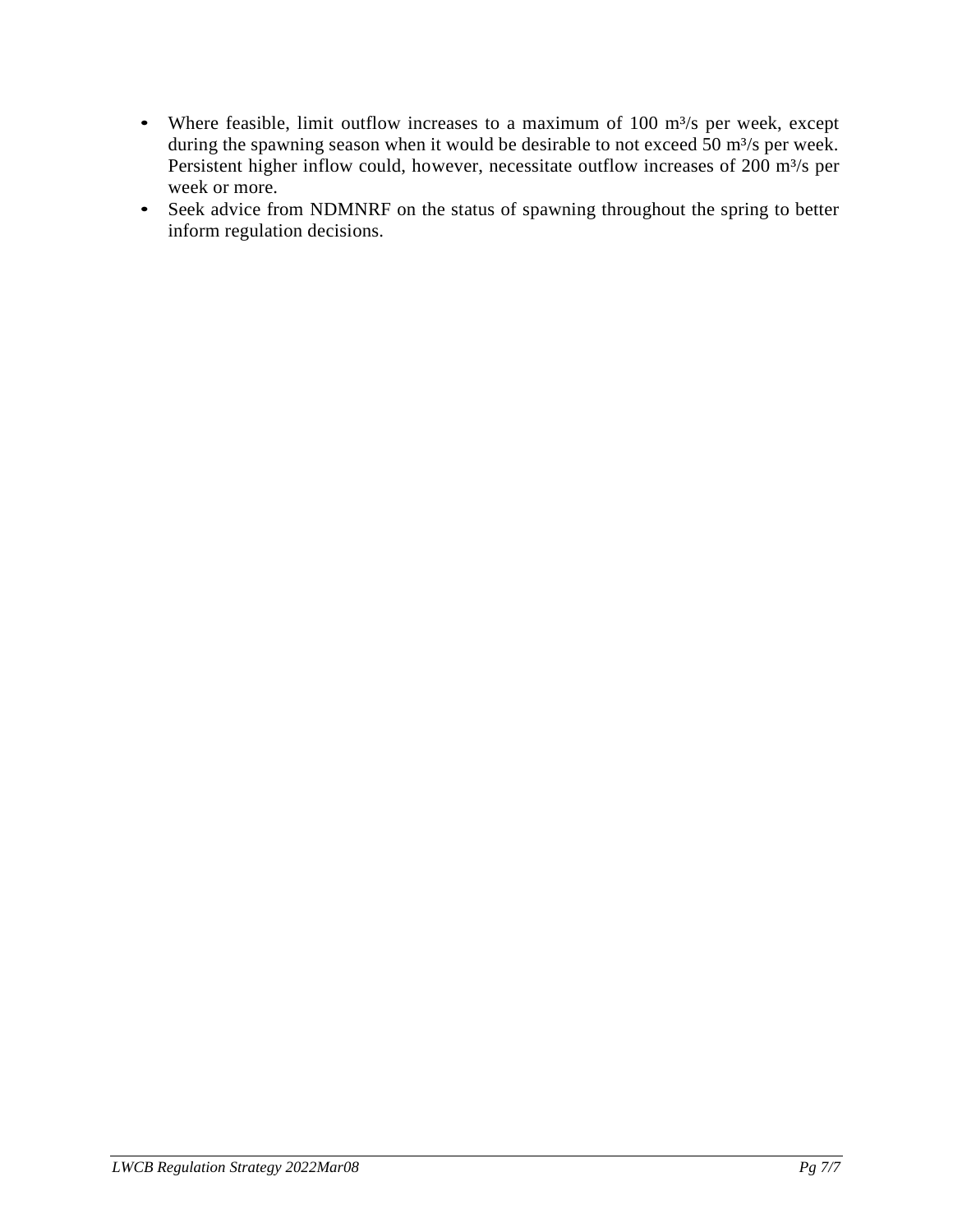- Where feasible, limit outflow increases to a maximum of 100 $m^3/s$ per week, except during the spawning season when it would be desirable to not exceed 50 $m^3/s$ per week. Persistent higher inflow could, however, necessitate outflow increases of 200 $m^3/s$ per week or more.
- Seek advice from NDMNRF on the status of spawning throughout the spring to better inform regulation decisions.